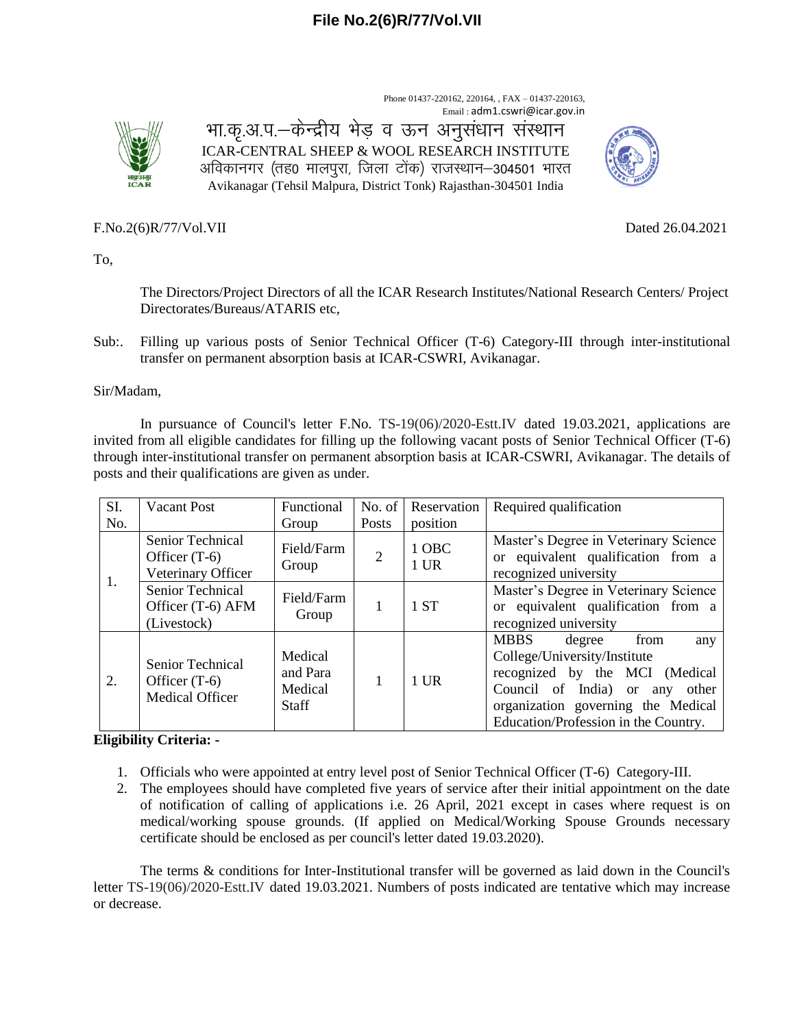**File No.2(6)R/77/Vol.VII**

Phone 01437-220162, 220164, , FAX – 01437-220163,
Email : adm1.cswri@icar.gov.in

भा.कृ.अ.प.–केन्द्रीय भेड़ व ऊन अनुसंधान संस्थान
ICAR-CENTRAL SHEEP & WOOL RESEARCH INSTITUTE
अविकानगर (तह0 मालपुरा, जिला टोंक) राजस्थान–304501 भारत
Avikanagar (Tehsil Malpura, District Tonk) Rajasthan-304501 India

F.No.2(6)R/77/Vol.VII Dated 26.04.2021

To,

The Directors/Project Directors of all the ICAR Research Institutes/National Research Centers/ Project Directorates/Bureaus/ATARIS etc,

Sub:. Filling up various posts of Senior Technical Officer (T-6) Category-III through inter-institutional transfer on permanent absorption basis at ICAR-CSWRI, Avikanagar.

Sir/Madam,

In pursuance of Council's letter F.No. TS-19(06)/2020-Estt.IV dated 19.03.2021, applications are invited from all eligible candidates for filling up the following vacant posts of Senior Technical Officer (T-6) through inter-institutional transfer on permanent absorption basis at ICAR-CSWRI, Avikanagar. The details of posts and their qualifications are given as under.

| SI. No. | Vacant Post | Functional Group | No. of Posts | Reservation position | Required qualification |
|---|---|---|---|---|---|
| 1. | Senior Technical Officer (T-6) Veterinary Officer | Field/Farm Group | 2 | 1 OBC<br>1 UR | Master's Degree in Veterinary Science or equivalent qualification from a recognized university |
| | Senior Technical Officer (T-6) AFM (Livestock) | Field/Farm Group | 1 | 1 ST | Master's Degree in Veterinary Science or equivalent qualification from a recognized university |
| 2. | Senior Technical Officer (T-6) Medical Officer | Medical and Para Medical Staff | 1 | 1 UR | MBBS degree from any College/University/Institute recognized by the MCI (Medical Council of India) or any other organization governing the Medical Education/Profession in the Country. |

**Eligibility Criteria: -**

1. Officials who were appointed at entry level post of Senior Technical Officer (T-6) Category-III.
2. The employees should have completed five years of service after their initial appointment on the date of notification of calling of applications i.e. 26 April, 2021 except in cases where request is on medical/working spouse grounds. (If applied on Medical/Working Spouse Grounds necessary certificate should be enclosed as per council's letter dated 19.03.2020).

The terms & conditions for Inter-Institutional transfer will be governed as laid down in the Council's letter TS-19(06)/2020-Estt.IV dated 19.03.2021. Numbers of posts indicated are tentative which may increase or decrease.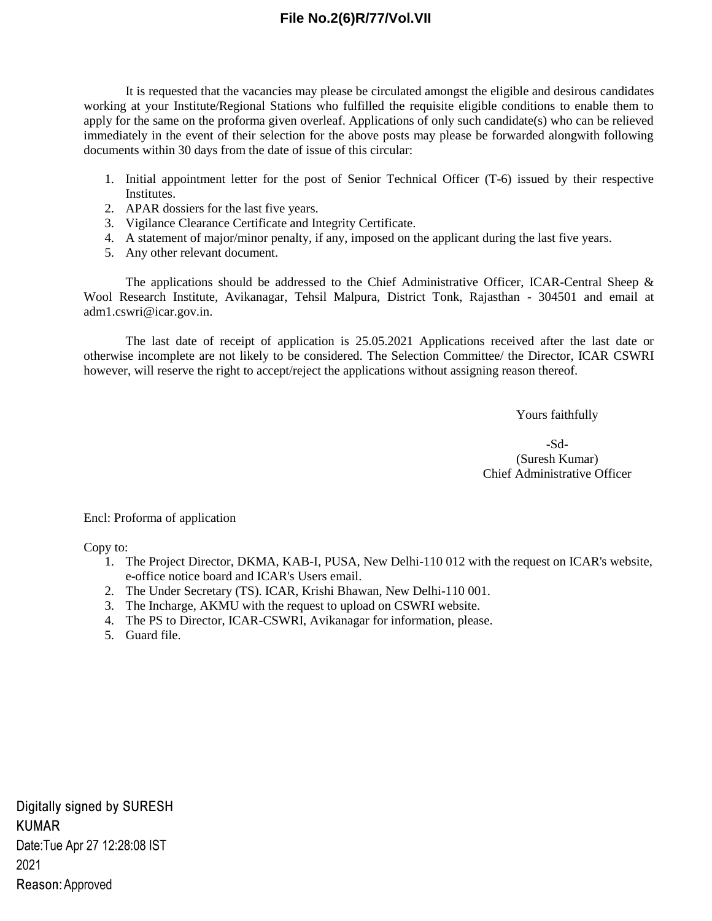**File No.2(6)R/77/Vol.VII**

It is requested that the vacancies may please be circulated amongst the eligible and desirous candidates working at your Institute/Regional Stations who fulfilled the requisite eligible conditions to enable them to apply for the same on the proforma given overleaf. Applications of only such candidate(s) who can be relieved immediately in the event of their selection for the above posts may please be forwarded alongwith following documents within 30 days from the date of issue of this circular:

1. Initial appointment letter for the post of Senior Technical Officer (T-6) issued by their respective Institutes.
2. APAR dossiers for the last five years.
3. Vigilance Clearance Certificate and Integrity Certificate.
4. A statement of major/minor penalty, if any, imposed on the applicant during the last five years.
5. Any other relevant document.

The applications should be addressed to the Chief Administrative Officer, ICAR-Central Sheep & Wool Research Institute, Avikanagar, Tehsil Malpura, District Tonk, Rajasthan - 304501 and email at adm1.cswri@icar.gov.in.

The last date of receipt of application is 25.05.2021 Applications received after the last date or otherwise incomplete are not likely to be considered. The Selection Committee/ the Director, ICAR CSWRI however, will reserve the right to accept/reject the applications without assigning reason thereof.

Yours faithfully

-Sd-
(Suresh Kumar)
Chief Administrative Officer

Encl: Proforma of application

Copy to:

1. The Project Director, DKMA, KAB-I, PUSA, New Delhi-110 012 with the request on ICAR's website, e-office notice board and ICAR's Users email.
2. The Under Secretary (TS). ICAR, Krishi Bhawan, New Delhi-110 001.
3. The Incharge, AKMU with the request to upload on CSWRI website.
4. The PS to Director, ICAR-CSWRI, Avikanagar for information, please.
5. Guard file.

Digitally signed by SURESH KUMAR
Date:Tue Apr 27 12:28:08 IST 2021
Reason: Approved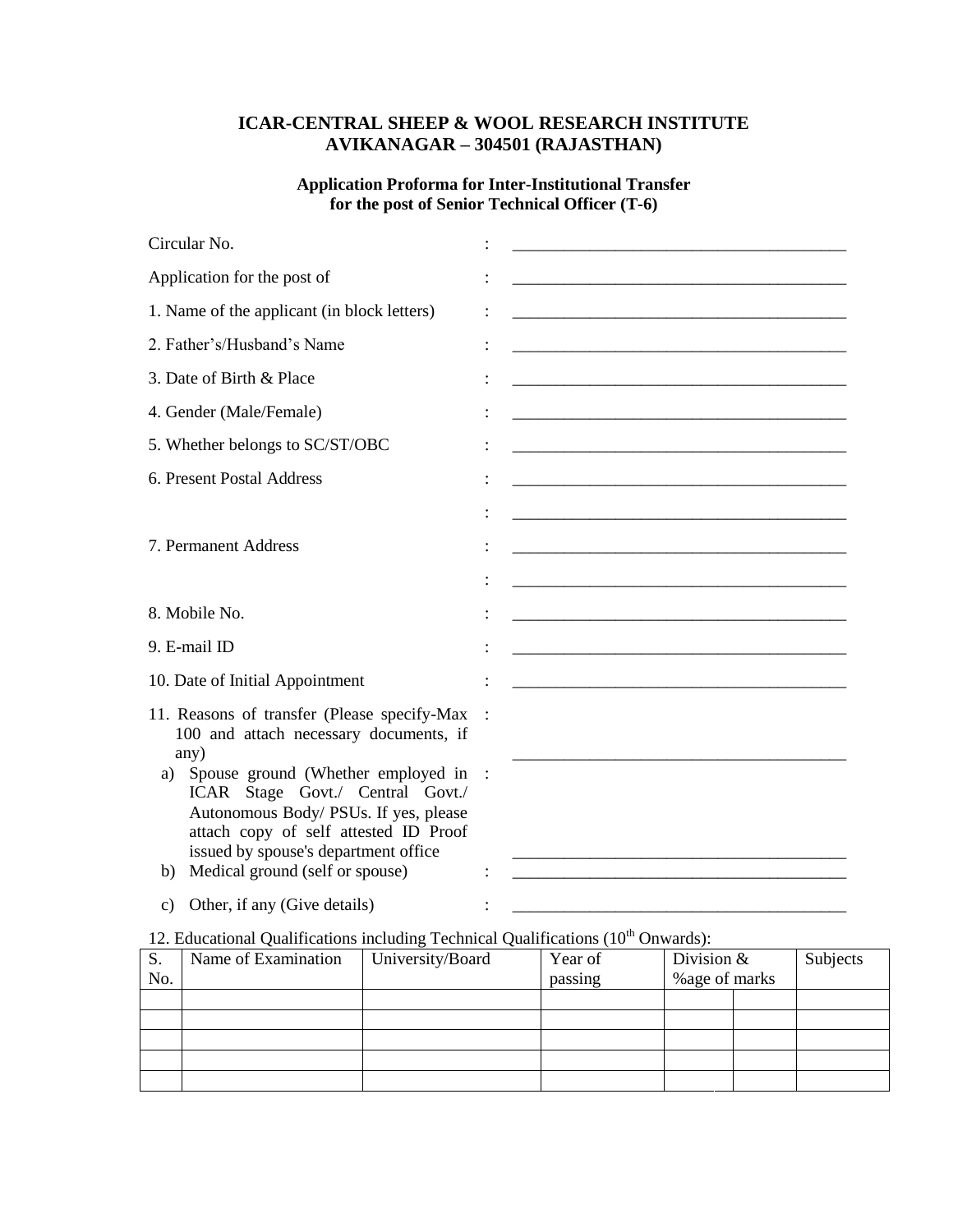**ICAR-CENTRAL SHEEP & WOOL RESEARCH INSTITUTE**
**AVIKANAGAR – 304501 (RAJASTHAN)**

**Application Proforma for Inter-Institutional Transfer for the post of Senior Technical Officer (T-6)**

Circular No. : ________________________________________

Application for the post of : ________________________________________

1. Name of the applicant (in block letters) : ________________________________________

2. Father's/Husband's Name : ________________________________________

3. Date of Birth & Place : ________________________________________

4. Gender (Male/Female) : ________________________________________

5. Whether belongs to SC/ST/OBC : ________________________________________

6. Present Postal Address : ________________________________________
 : ________________________________________

7. Permanent Address : ________________________________________
 : ________________________________________

8. Mobile No. : ________________________________________

9. E-mail ID : ________________________________________

10. Date of Initial Appointment : ________________________________________

11. Reasons of transfer (Please specify-Max 100 and attach necessary documents, if any) : ________________________________________

   a) Spouse ground (Whether employed in ICAR Stage Govt./ Central Govt./ Autonomous Body/ PSUs. If yes, please attach copy of self attested ID Proof issued by spouse's department office : ________________________________________

   b) Medical ground (self or spouse) : ________________________________________

   c) Other, if any (Give details) : ________________________________________

12. Educational Qualifications including Technical Qualifications (10th Onwards):

| S. No. | Name of Examination | University/Board | Year of passing | Division & %age of marks | | Subjects |
|---|---|---|---|---|---|---|
| | | | | | | |
| | | | | | | |
| | | | | | | |
| | | | | | | |
| | | | | | | |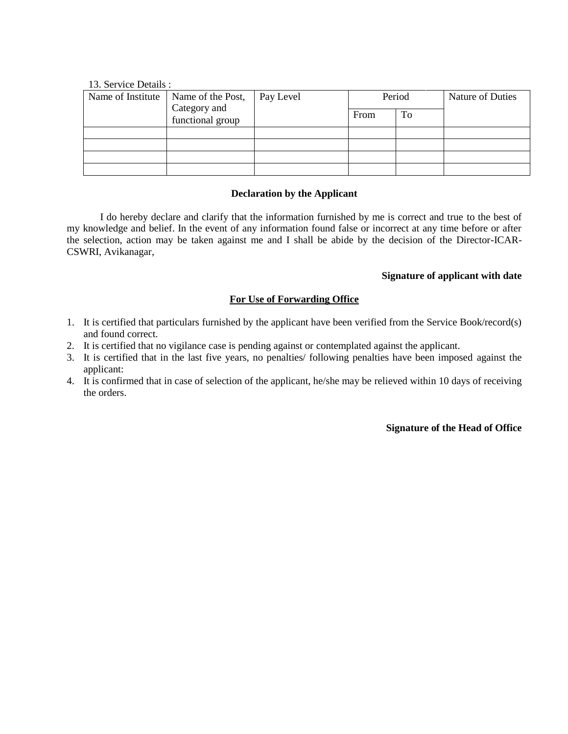13. Service Details :

| Name of Institute | Name of the Post, Category and functional group | Pay Level | Period | | Nature of Duties |
|---|---|---|---|---|---|
| | | | From | To | |
| | | | | | |
| | | | | | |
| | | | | | |
| | | | | | |

**Declaration by the Applicant**

I do hereby declare and clarify that the information furnished by me is correct and true to the best of my knowledge and belief. In the event of any information found false or incorrect at any time before or after the selection, action may be taken against me and I shall be abide by the decision of the Director-ICAR-CSWRI, Avikanagar,

**Signature of applicant with date**

**For Use of Forwarding Office**

1. It is certified that particulars furnished by the applicant have been verified from the Service Book/record(s) and found correct.
2. It is certified that no vigilance case is pending against or contemplated against the applicant.
3. It is certified that in the last five years, no penalties/ following penalties have been imposed against the applicant:
4. It is confirmed that in case of selection of the applicant, he/she may be relieved within 10 days of receiving the orders.

**Signature of the Head of Office**